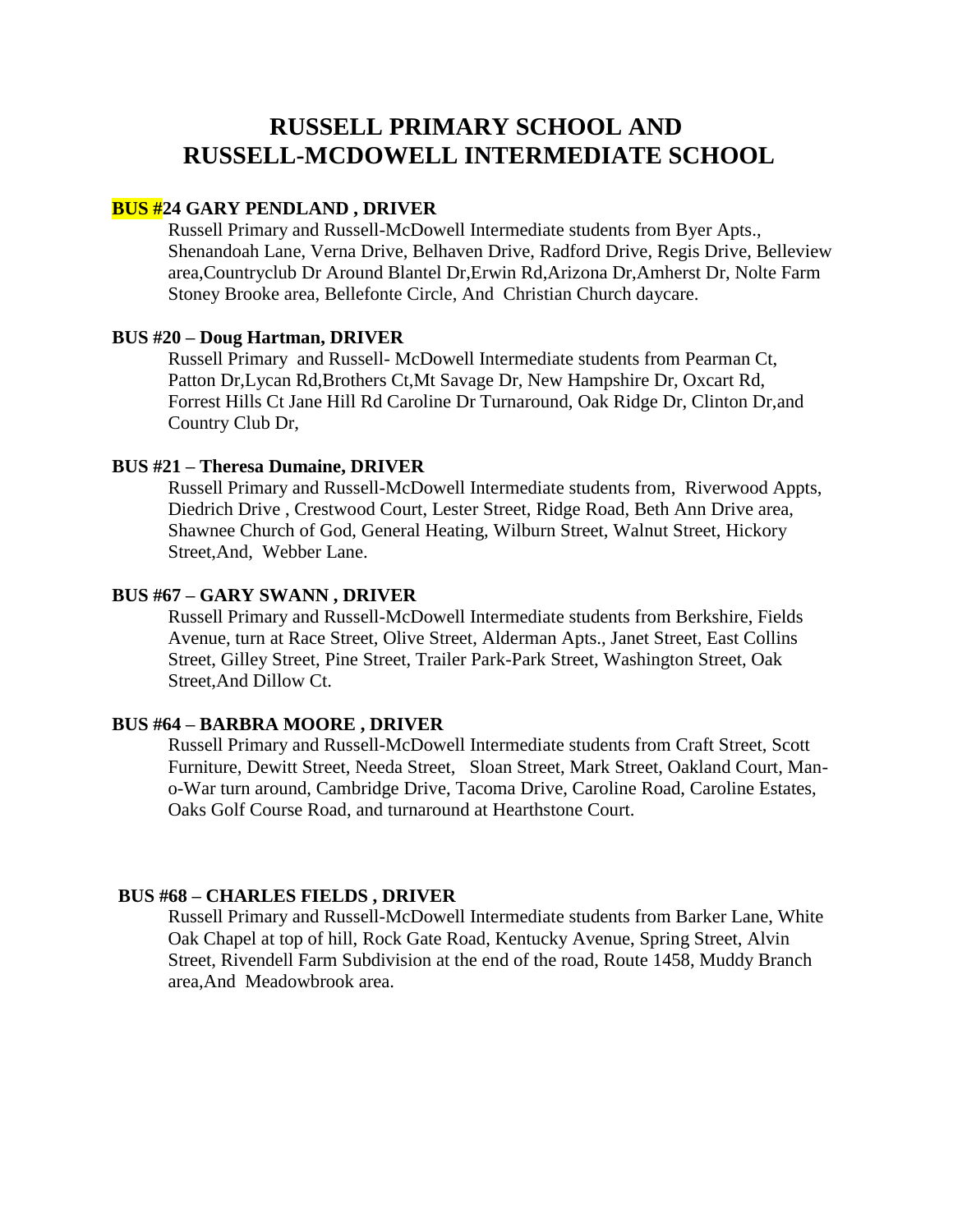# RUSSELL PRIMARY SCHOOL AND RUSSELL-MCDOWELL INTERMEDIATE SCHOOL

**BUS #24 GARY PENDLAND , DRIVER**

Russell Primary and Russell-McDowell Intermediate students from Byer Apts., Shenandoah Lane, Verna Drive, Belhaven Drive, Radford Drive, Regis Drive, Belleview area,Countryclub Dr Around Blantel Dr,Erwin Rd,Arizona Dr,Amherst Dr, Nolte Farm Stoney Brooke area, Bellefonte Circle, And Christian Church daycare.

**BUS #20 – Doug Hartman, DRIVER**

Russell Primary and Russell- McDowell Intermediate students from Pearman Ct, Patton Dr,Lycan Rd,Brothers Ct,Mt Savage Dr, New Hampshire Dr, Oxcart Rd, Forrest Hills Ct Jane Hill Rd Caroline Dr Turnaround, Oak Ridge Dr, Clinton Dr,and Country Club Dr,

**BUS #21 – Theresa Dumaine, DRIVER**

Russell Primary and Russell-McDowell Intermediate students from, Riverwood Appts, Diedrich Drive , Crestwood Court, Lester Street, Ridge Road, Beth Ann Drive area, Shawnee Church of God, General Heating, Wilburn Street, Walnut Street, Hickory Street,And, Webber Lane.

**BUS #67 – GARY SWANN , DRIVER**

Russell Primary and Russell-McDowell Intermediate students from Berkshire, Fields Avenue, turn at Race Street, Olive Street, Alderman Apts., Janet Street, East Collins Street, Gilley Street, Pine Street, Trailer Park-Park Street, Washington Street, Oak Street,And Dillow Ct.

**BUS #64 – BARBRA MOORE , DRIVER**

Russell Primary and Russell-McDowell Intermediate students from Craft Street, Scott Furniture, Dewitt Street, Needa Street, Sloan Street, Mark Street, Oakland Court, Man-o-War turn around, Cambridge Drive, Tacoma Drive, Caroline Road, Caroline Estates, Oaks Golf Course Road, and turnaround at Hearthstone Court.

**BUS #68 – CHARLES FIELDS , DRIVER**

Russell Primary and Russell-McDowell Intermediate students from Barker Lane, White Oak Chapel at top of hill, Rock Gate Road, Kentucky Avenue, Spring Street, Alvin Street, Rivendell Farm Subdivision at the end of the road, Route 1458, Muddy Branch area,And Meadowbrook area.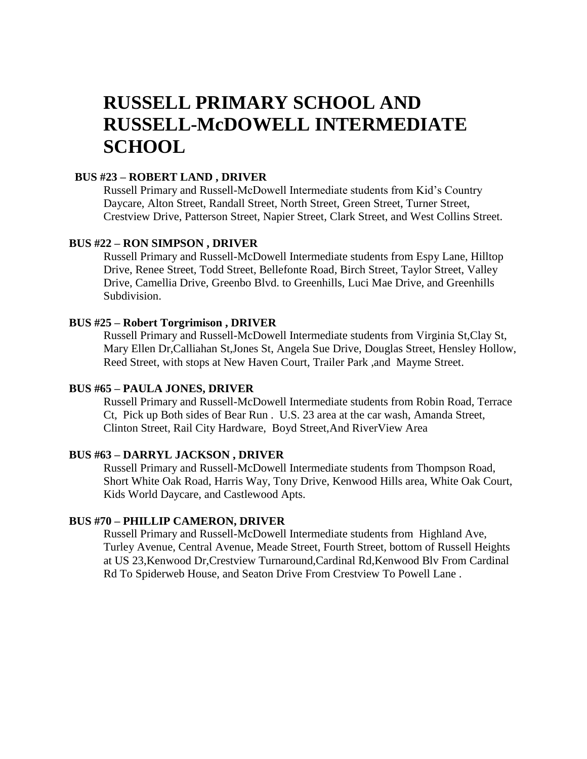# RUSSELL PRIMARY SCHOOL AND RUSSELL-McDOWELL INTERMEDIATE SCHOOL

**BUS #23 – ROBERT LAND , DRIVER**

Russell Primary and Russell-McDowell Intermediate students from Kid's Country Daycare, Alton Street, Randall Street, North Street, Green Street, Turner Street, Crestview Drive, Patterson Street, Napier Street, Clark Street, and West Collins Street.

**BUS #22 – RON SIMPSON , DRIVER**

Russell Primary and Russell-McDowell Intermediate students from Espy Lane, Hilltop Drive, Renee Street, Todd Street, Bellefonte Road, Birch Street, Taylor Street, Valley Drive, Camellia Drive, Greenbo Blvd. to Greenhills, Luci Mae Drive, and Greenhills Subdivision.

**BUS #25 – Robert Torgrimison , DRIVER**

Russell Primary and Russell-McDowell Intermediate students from Virginia St,Clay St, Mary Ellen Dr,Calliahan St,Jones St, Angela Sue Drive, Douglas Street, Hensley Hollow, Reed Street, with stops at New Haven Court, Trailer Park ,and Mayme Street.

**BUS #65 – PAULA JONES, DRIVER**

Russell Primary and Russell-McDowell Intermediate students from Robin Road, Terrace Ct, Pick up Both sides of Bear Run . U.S. 23 area at the car wash, Amanda Street, Clinton Street, Rail City Hardware, Boyd Street,And RiverView Area

**BUS #63 – DARRYL JACKSON , DRIVER**

Russell Primary and Russell-McDowell Intermediate students from Thompson Road, Short White Oak Road, Harris Way, Tony Drive, Kenwood Hills area, White Oak Court, Kids World Daycare, and Castlewood Apts.

**BUS #70 – PHILLIP CAMERON, DRIVER**

Russell Primary and Russell-McDowell Intermediate students from Highland Ave, Turley Avenue, Central Avenue, Meade Street, Fourth Street, bottom of Russell Heights at US 23,Kenwood Dr,Crestview Turnaround,Cardinal Rd,Kenwood Blv From Cardinal Rd To Spiderweb House, and Seaton Drive From Crestview To Powell Lane .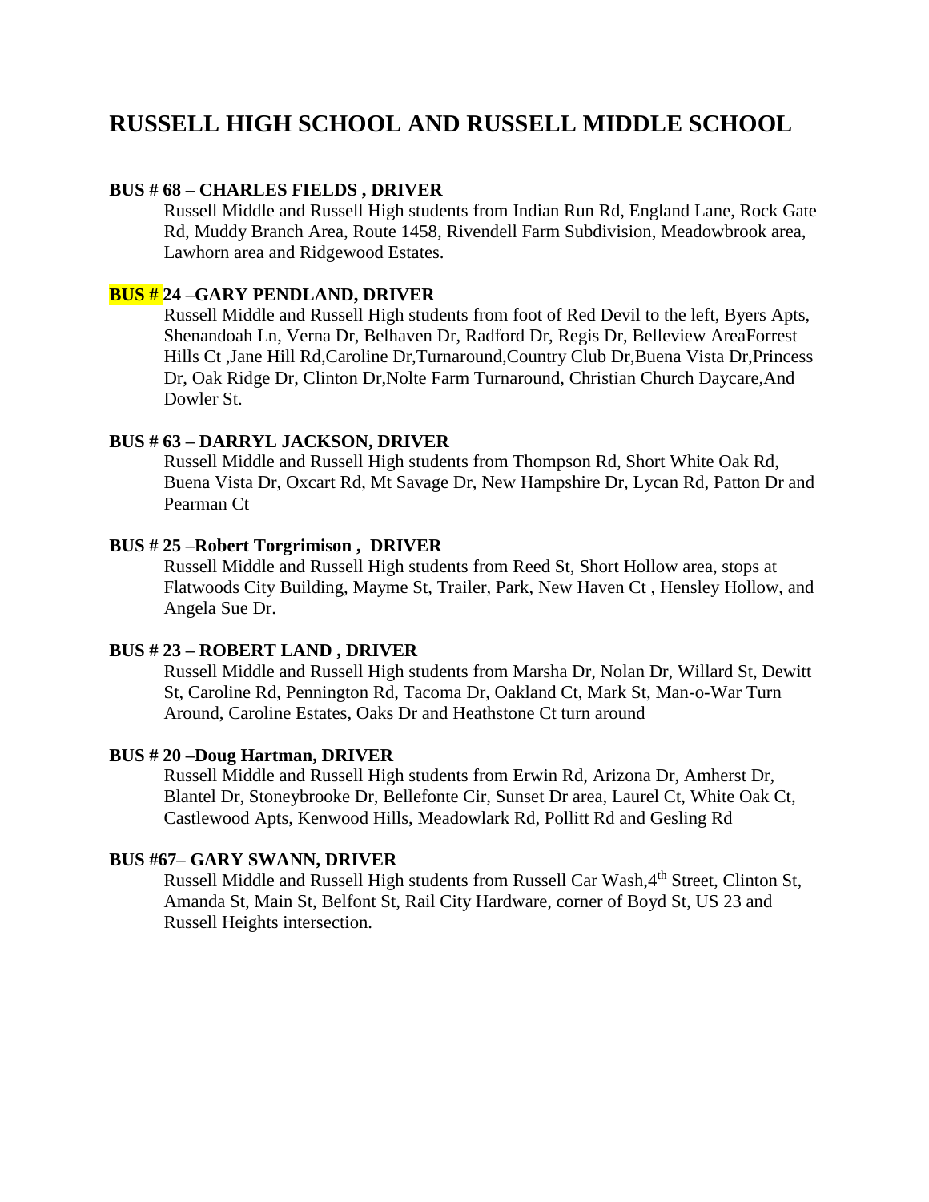# RUSSELL HIGH SCHOOL AND RUSSELL MIDDLE SCHOOL

**BUS # 68 – CHARLES FIELDS , DRIVER**

Russell Middle and Russell High students from Indian Run Rd, England Lane, Rock Gate Rd, Muddy Branch Area, Route 1458, Rivendell Farm Subdivision, Meadowbrook area, Lawhorn area and Ridgewood Estates.

**BUS # 24 –GARY PENDLAND, DRIVER**

Russell Middle and Russell High students from foot of Red Devil to the left, Byers Apts, Shenandoah Ln, Verna Dr, Belhaven Dr, Radford Dr, Regis Dr, Belleview AreaForrest Hills Ct ,Jane Hill Rd,Caroline Dr,Turnaround,Country Club Dr,Buena Vista Dr,Princess Dr, Oak Ridge Dr, Clinton Dr,Nolte Farm Turnaround, Christian Church Daycare,And Dowler St.

**BUS # 63 – DARRYL JACKSON, DRIVER**

Russell Middle and Russell High students from Thompson Rd, Short White Oak Rd, Buena Vista Dr, Oxcart Rd, Mt Savage Dr, New Hampshire Dr, Lycan Rd, Patton Dr and Pearman Ct

**BUS # 25 –Robert Torgrimison , DRIVER**

Russell Middle and Russell High students from Reed St, Short Hollow area, stops at Flatwoods City Building, Mayme St, Trailer, Park, New Haven Ct , Hensley Hollow, and Angela Sue Dr.

**BUS # 23 – ROBERT LAND , DRIVER**

Russell Middle and Russell High students from Marsha Dr, Nolan Dr, Willard St, Dewitt St, Caroline Rd, Pennington Rd, Tacoma Dr, Oakland Ct, Mark St, Man-o-War Turn Around, Caroline Estates, Oaks Dr and Heathstone Ct turn around

**BUS # 20 –Doug Hartman, DRIVER**

Russell Middle and Russell High students from Erwin Rd, Arizona Dr, Amherst Dr, Blantel Dr, Stoneybrooke Dr, Bellefonte Cir, Sunset Dr area, Laurel Ct, White Oak Ct, Castlewood Apts, Kenwood Hills, Meadowlark Rd, Pollitt Rd and Gesling Rd

**BUS #67– GARY SWANN, DRIVER**

Russell Middle and Russell High students from Russell Car Wash,4th Street, Clinton St, Amanda St, Main St, Belfont St, Rail City Hardware, corner of Boyd St, US 23 and Russell Heights intersection.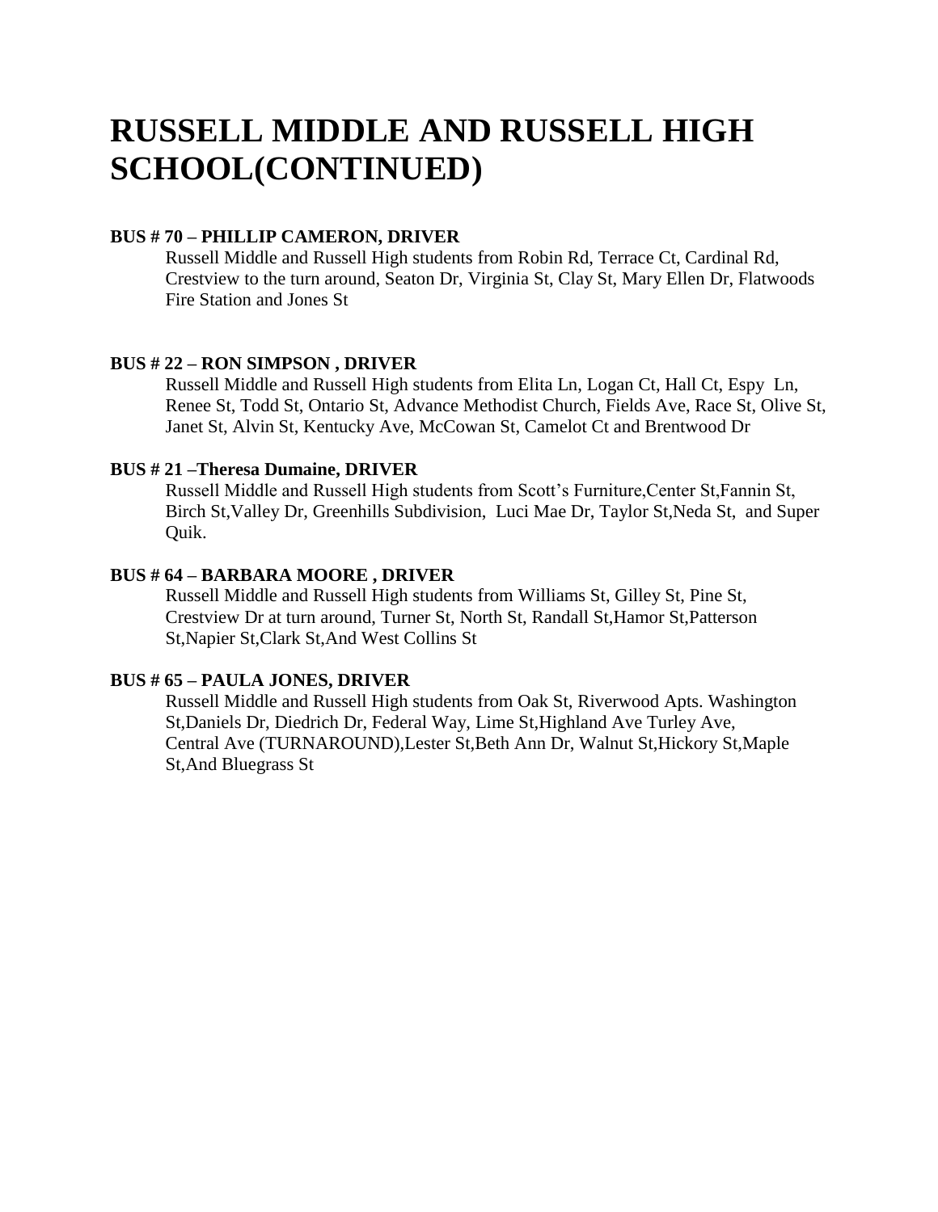# RUSSELL MIDDLE AND RUSSELL HIGH SCHOOL(CONTINUED)

**BUS # 70 – PHILLIP CAMERON, DRIVER**

Russell Middle and Russell High students from Robin Rd, Terrace Ct, Cardinal Rd, Crestview to the turn around, Seaton Dr, Virginia St, Clay St, Mary Ellen Dr, Flatwoods Fire Station and Jones St

**BUS # 22 – RON SIMPSON , DRIVER**

Russell Middle and Russell High students from Elita Ln, Logan Ct, Hall Ct, Espy Ln, Renee St, Todd St, Ontario St, Advance Methodist Church, Fields Ave, Race St, Olive St, Janet St, Alvin St, Kentucky Ave, McCowan St, Camelot Ct and Brentwood Dr

**BUS # 21 –Theresa Dumaine, DRIVER**

Russell Middle and Russell High students from Scott's Furniture,Center St,Fannin St, Birch St,Valley Dr, Greenhills Subdivision, Luci Mae Dr, Taylor St,Neda St, and Super Quik.

**BUS # 64 – BARBARA MOORE , DRIVER**

Russell Middle and Russell High students from Williams St, Gilley St, Pine St, Crestview Dr at turn around, Turner St, North St, Randall St,Hamor St,Patterson St,Napier St,Clark St,And West Collins St

**BUS # 65 – PAULA JONES, DRIVER**

Russell Middle and Russell High students from Oak St, Riverwood Apts. Washington St,Daniels Dr, Diedrich Dr, Federal Way, Lime St,Highland Ave Turley Ave, Central Ave (TURNAROUND),Lester St,Beth Ann Dr, Walnut St,Hickory St,Maple St,And Bluegrass St